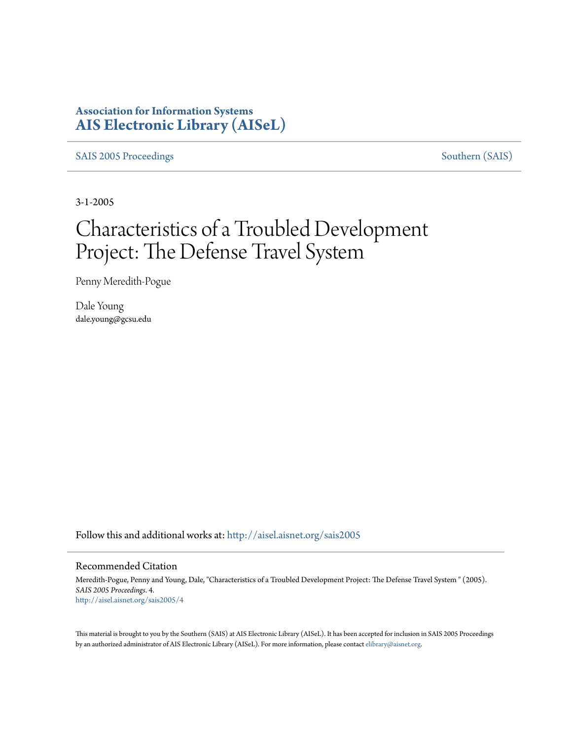**Association for Information Systems**
**AIS Electronic Library (AISeL)**

SAIS 2005 Proceedings Southern (SAIS)

3-1-2005

# Characteristics of a Troubled Development Project: The Defense Travel System

Penny Meredith-Pogue

Dale Young
dale.young@gcsu.edu

Follow this and additional works at: http://aisel.aisnet.org/sais2005

## Recommended Citation

Meredith-Pogue, Penny and Young, Dale, "Characteristics of a Troubled Development Project: The Defense Travel System " (2005). *SAIS 2005 Proceedings*. 4.
http://aisel.aisnet.org/sais2005/4

This material is brought to you by the Southern (SAIS) at AIS Electronic Library (AISeL). It has been accepted for inclusion in SAIS 2005 Proceedings by an authorized administrator of AIS Electronic Library (AISeL). For more information, please contact elibrary@aisnet.org.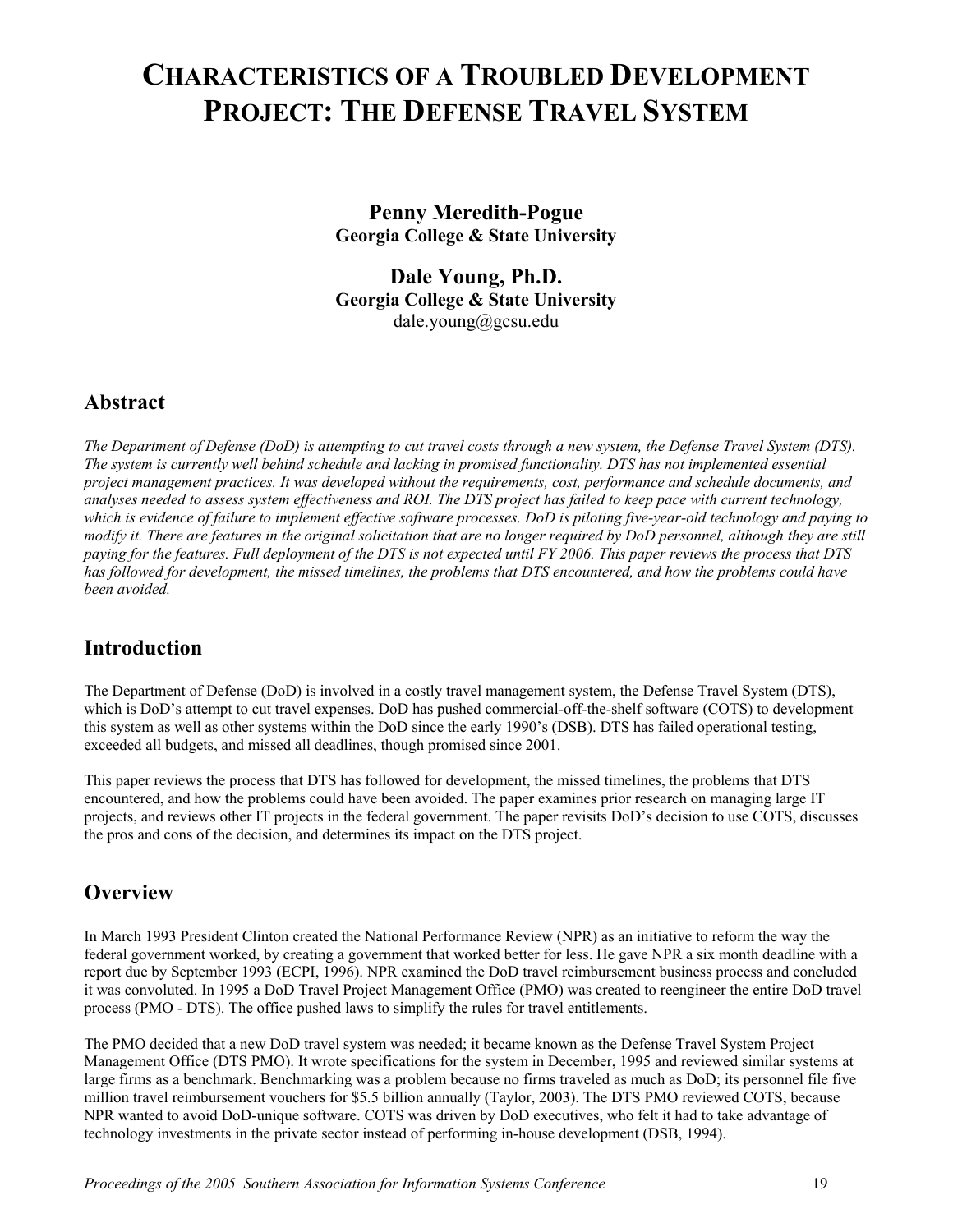// CHARACTERISTICS OF A TROUBLED DEVELOPMENT PROJECT: THE DEFENSE TRAVEL SYSTEM

**Penny Meredith-Pogue**
**Georgia College & State University**

**Dale Young, Ph.D.**
**Georgia College & State University**
dale.young@gcsu.edu

## Abstract

*The Department of Defense (DoD) is attempting to cut travel costs through a new system, the Defense Travel System (DTS). The system is currently well behind schedule and lacking in promised functionality. DTS has not implemented essential project management practices. It was developed without the requirements, cost, performance and schedule documents, and analyses needed to assess system effectiveness and ROI. The DTS project has failed to keep pace with current technology, which is evidence of failure to implement effective software processes. DoD is piloting five-year-old technology and paying to modify it. There are features in the original solicitation that are no longer required by DoD personnel, although they are still paying for the features. Full deployment of the DTS is not expected until FY 2006. This paper reviews the process that DTS has followed for development, the missed timelines, the problems that DTS encountered, and how the problems could have been avoided.*

## Introduction

The Department of Defense (DoD) is involved in a costly travel management system, the Defense Travel System (DTS), which is DoD's attempt to cut travel expenses. DoD has pushed commercial-off-the-shelf software (COTS) to development this system as well as other systems within the DoD since the early 1990's (DSB). DTS has failed operational testing, exceeded all budgets, and missed all deadlines, though promised since 2001.

This paper reviews the process that DTS has followed for development, the missed timelines, the problems that DTS encountered, and how the problems could have been avoided. The paper examines prior research on managing large IT projects, and reviews other IT projects in the federal government. The paper revisits DoD's decision to use COTS, discusses the pros and cons of the decision, and determines its impact on the DTS project.

## Overview

In March 1993 President Clinton created the National Performance Review (NPR) as an initiative to reform the way the federal government worked, by creating a government that worked better for less. He gave NPR a six month deadline with a report due by September 1993 (ECPI, 1996). NPR examined the DoD travel reimbursement business process and concluded it was convoluted. In 1995 a DoD Travel Project Management Office (PMO) was created to reengineer the entire DoD travel process (PMO - DTS). The office pushed laws to simplify the rules for travel entitlements.

The PMO decided that a new DoD travel system was needed; it became known as the Defense Travel System Project Management Office (DTS PMO). It wrote specifications for the system in December, 1995 and reviewed similar systems at large firms as a benchmark. Benchmarking was a problem because no firms traveled as much as DoD; its personnel file five million travel reimbursement vouchers for $5.5 billion annually (Taylor, 2003). The DTS PMO reviewed COTS, because NPR wanted to avoid DoD-unique software. COTS was driven by DoD executives, who felt it had to take advantage of technology investments in the private sector instead of performing in-house development (DSB, 1994).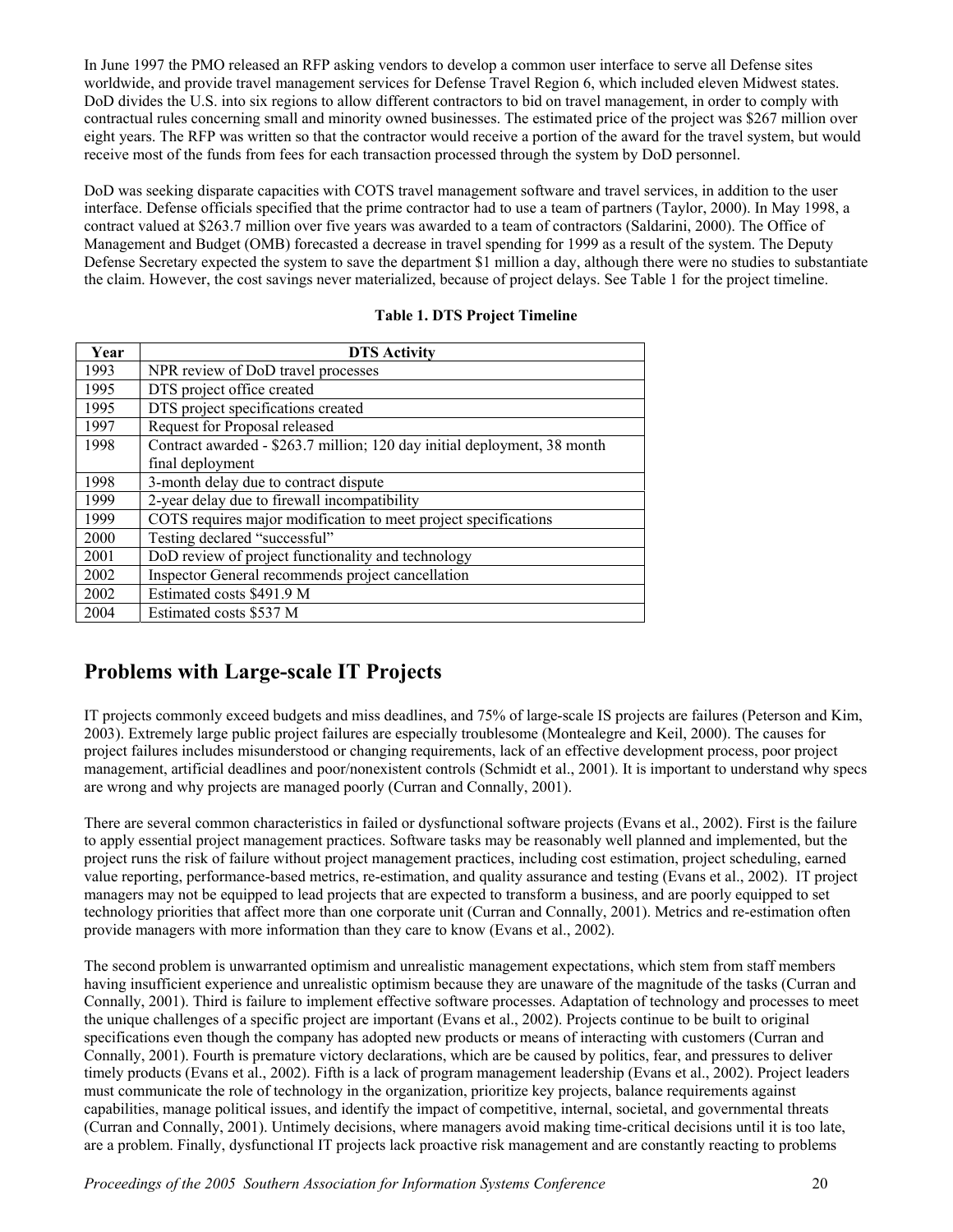In June 1997 the PMO released an RFP asking vendors to develop a common user interface to serve all Defense sites worldwide, and provide travel management services for Defense Travel Region 6, which included eleven Midwest states. DoD divides the U.S. into six regions to allow different contractors to bid on travel management, in order to comply with contractual rules concerning small and minority owned businesses. The estimated price of the project was $267 million over eight years. The RFP was written so that the contractor would receive a portion of the award for the travel system, but would receive most of the funds from fees for each transaction processed through the system by DoD personnel.

DoD was seeking disparate capacities with COTS travel management software and travel services, in addition to the user interface. Defense officials specified that the prime contractor had to use a team of partners (Taylor, 2000). In May 1998, a contract valued at $263.7 million over five years was awarded to a team of contractors (Saldarini, 2000). The Office of Management and Budget (OMB) forecasted a decrease in travel spending for 1999 as a result of the system. The Deputy Defense Secretary expected the system to save the department $1 million a day, although there were no studies to substantiate the claim. However, the cost savings never materialized, because of project delays. See Table 1 for the project timeline.

**Table 1. DTS Project Timeline**

| Year | DTS Activity |
|---|---|
| 1993 | NPR review of DoD travel processes |
| 1995 | DTS project office created |
| 1995 | DTS project specifications created |
| 1997 | Request for Proposal released |
| 1998 | Contract awarded - $263.7 million; 120 day initial deployment, 38 month final deployment |
| 1998 | 3-month delay due to contract dispute |
| 1999 | 2-year delay due to firewall incompatibility |
| 1999 | COTS requires major modification to meet project specifications |
| 2000 | Testing declared "successful" |
| 2001 | DoD review of project functionality and technology |
| 2002 | Inspector General recommends project cancellation |
| 2002 | Estimated costs $491.9 M |
| 2004 | Estimated costs $537 M |

## Problems with Large-scale IT Projects

IT projects commonly exceed budgets and miss deadlines, and 75% of large-scale IS projects are failures (Peterson and Kim, 2003). Extremely large public project failures are especially troublesome (Montealegre and Keil, 2000). The causes for project failures includes misunderstood or changing requirements, lack of an effective development process, poor project management, artificial deadlines and poor/nonexistent controls (Schmidt et al., 2001). It is important to understand why specs are wrong and why projects are managed poorly (Curran and Connally, 2001).

There are several common characteristics in failed or dysfunctional software projects (Evans et al., 2002). First is the failure to apply essential project management practices. Software tasks may be reasonably well planned and implemented, but the project runs the risk of failure without project management practices, including cost estimation, project scheduling, earned value reporting, performance-based metrics, re-estimation, and quality assurance and testing (Evans et al., 2002). IT project managers may not be equipped to lead projects that are expected to transform a business, and are poorly equipped to set technology priorities that affect more than one corporate unit (Curran and Connally, 2001). Metrics and re-estimation often provide managers with more information than they care to know (Evans et al., 2002).

The second problem is unwarranted optimism and unrealistic management expectations, which stem from staff members having insufficient experience and unrealistic optimism because they are unaware of the magnitude of the tasks (Curran and Connally, 2001). Third is failure to implement effective software processes. Adaptation of technology and processes to meet the unique challenges of a specific project are important (Evans et al., 2002). Projects continue to be built to original specifications even though the company has adopted new products or means of interacting with customers (Curran and Connally, 2001). Fourth is premature victory declarations, which are be caused by politics, fear, and pressures to deliver timely products (Evans et al., 2002). Fifth is a lack of program management leadership (Evans et al., 2002). Project leaders must communicate the role of technology in the organization, prioritize key projects, balance requirements against capabilities, manage political issues, and identify the impact of competitive, internal, societal, and governmental threats (Curran and Connally, 2001). Untimely decisions, where managers avoid making time-critical decisions until it is too late, are a problem. Finally, dysfunctional IT projects lack proactive risk management and are constantly reacting to problems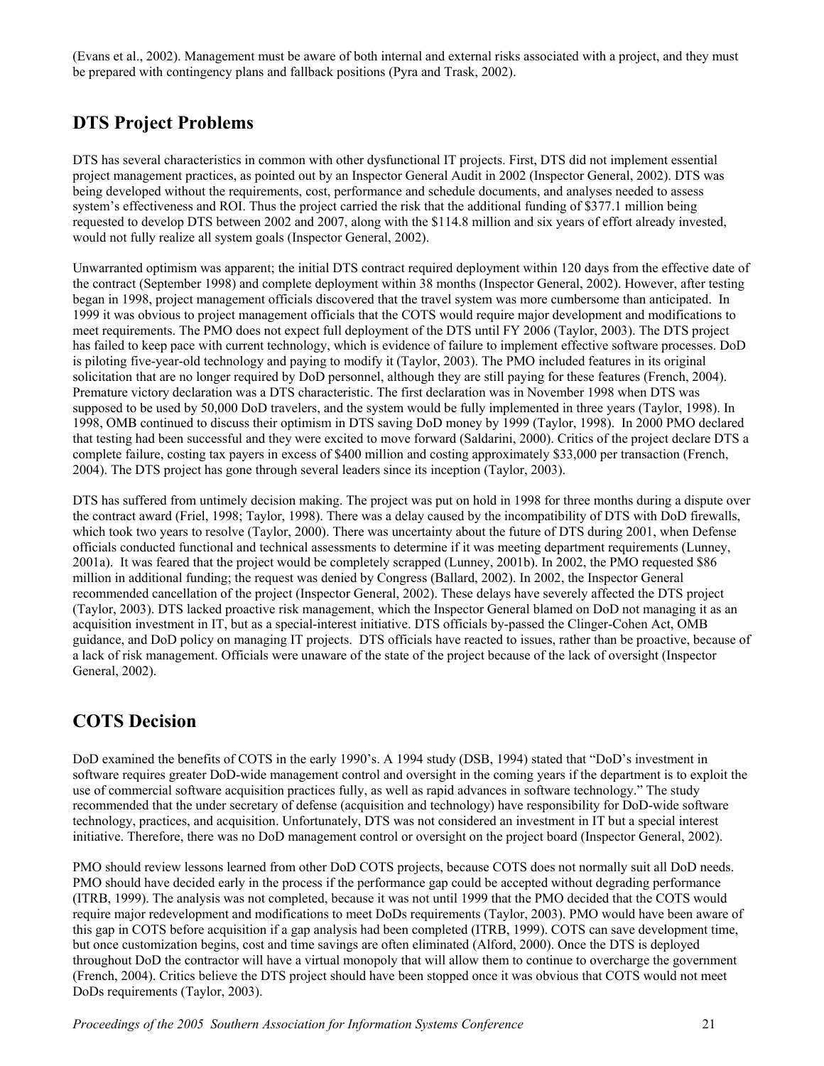(Evans et al., 2002). Management must be aware of both internal and external risks associated with a project, and they must be prepared with contingency plans and fallback positions (Pyra and Trask, 2002).

## DTS Project Problems

DTS has several characteristics in common with other dysfunctional IT projects. First, DTS did not implement essential project management practices, as pointed out by an Inspector General Audit in 2002 (Inspector General, 2002). DTS was being developed without the requirements, cost, performance and schedule documents, and analyses needed to assess system's effectiveness and ROI. Thus the project carried the risk that the additional funding of $377.1 million being requested to develop DTS between 2002 and 2007, along with the $114.8 million and six years of effort already invested, would not fully realize all system goals (Inspector General, 2002).

Unwarranted optimism was apparent; the initial DTS contract required deployment within 120 days from the effective date of the contract (September 1998) and complete deployment within 38 months (Inspector General, 2002). However, after testing began in 1998, project management officials discovered that the travel system was more cumbersome than anticipated. In 1999 it was obvious to project management officials that the COTS would require major development and modifications to meet requirements. The PMO does not expect full deployment of the DTS until FY 2006 (Taylor, 2003). The DTS project has failed to keep pace with current technology, which is evidence of failure to implement effective software processes. DoD is piloting five-year-old technology and paying to modify it (Taylor, 2003). The PMO included features in its original solicitation that are no longer required by DoD personnel, although they are still paying for these features (French, 2004). Premature victory declaration was a DTS characteristic. The first declaration was in November 1998 when DTS was supposed to be used by 50,000 DoD travelers, and the system would be fully implemented in three years (Taylor, 1998). In 1998, OMB continued to discuss their optimism in DTS saving DoD money by 1999 (Taylor, 1998). In 2000 PMO declared that testing had been successful and they were excited to move forward (Saldarini, 2000). Critics of the project declare DTS a complete failure, costing tax payers in excess of $400 million and costing approximately $33,000 per transaction (French, 2004). The DTS project has gone through several leaders since its inception (Taylor, 2003).

DTS has suffered from untimely decision making. The project was put on hold in 1998 for three months during a dispute over the contract award (Friel, 1998; Taylor, 1998). There was a delay caused by the incompatibility of DTS with DoD firewalls, which took two years to resolve (Taylor, 2000). There was uncertainty about the future of DTS during 2001, when Defense officials conducted functional and technical assessments to determine if it was meeting department requirements (Lunney, 2001a). It was feared that the project would be completely scrapped (Lunney, 2001b). In 2002, the PMO requested $86 million in additional funding; the request was denied by Congress (Ballard, 2002). In 2002, the Inspector General recommended cancellation of the project (Inspector General, 2002). These delays have severely affected the DTS project (Taylor, 2003). DTS lacked proactive risk management, which the Inspector General blamed on DoD not managing it as an acquisition investment in IT, but as a special-interest initiative. DTS officials by-passed the Clinger-Cohen Act, OMB guidance, and DoD policy on managing IT projects. DTS officials have reacted to issues, rather than be proactive, because of a lack of risk management. Officials were unaware of the state of the project because of the lack of oversight (Inspector General, 2002).

## COTS Decision

DoD examined the benefits of COTS in the early 1990's. A 1994 study (DSB, 1994) stated that "DoD's investment in software requires greater DoD-wide management control and oversight in the coming years if the department is to exploit the use of commercial software acquisition practices fully, as well as rapid advances in software technology." The study recommended that the under secretary of defense (acquisition and technology) have responsibility for DoD-wide software technology, practices, and acquisition. Unfortunately, DTS was not considered an investment in IT but a special interest initiative. Therefore, there was no DoD management control or oversight on the project board (Inspector General, 2002).

PMO should review lessons learned from other DoD COTS projects, because COTS does not normally suit all DoD needs. PMO should have decided early in the process if the performance gap could be accepted without degrading performance (ITRB, 1999). The analysis was not completed, because it was not until 1999 that the PMO decided that the COTS would require major redevelopment and modifications to meet DoDs requirements (Taylor, 2003). PMO would have been aware of this gap in COTS before acquisition if a gap analysis had been completed (ITRB, 1999). COTS can save development time, but once customization begins, cost and time savings are often eliminated (Alford, 2000). Once the DTS is deployed throughout DoD the contractor will have a virtual monopoly that will allow them to continue to overcharge the government (French, 2004). Critics believe the DTS project should have been stopped once it was obvious that COTS would not meet DoDs requirements (Taylor, 2003).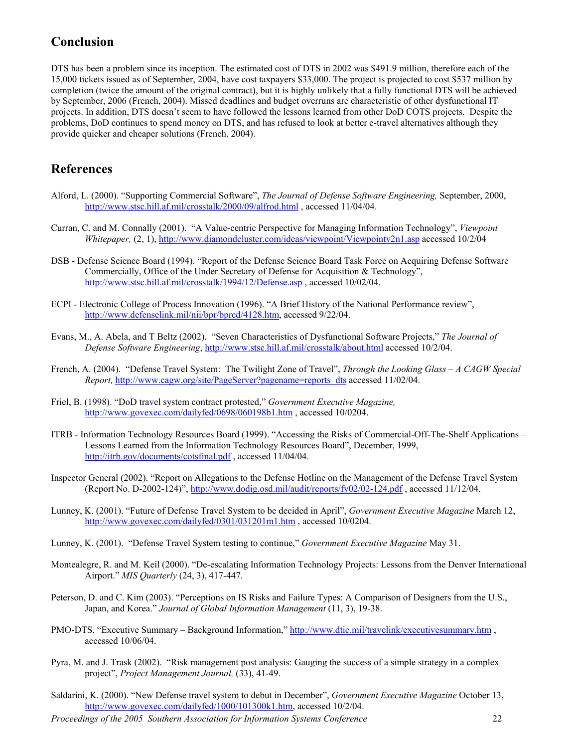## Conclusion

DTS has been a problem since its inception. The estimated cost of DTS in 2002 was $491.9 million, therefore each of the 15,000 tickets issued as of September, 2004, have cost taxpayers $33,000. The project is projected to cost $537 million by completion (twice the amount of the original contract), but it is highly unlikely that a fully functional DTS will be achieved by September, 2006 (French, 2004). Missed deadlines and budget overruns are characteristic of other dysfunctional IT projects. In addition, DTS doesn't seem to have followed the lessons learned from other DoD COTS projects. Despite the problems, DoD continues to spend money on DTS, and has refused to look at better e-travel alternatives although they provide quicker and cheaper solutions (French, 2004).

## References

Alford, L. (2000). "Supporting Commercial Software", *The Journal of Defense Software Engineering,* September, 2000, http://www.stsc.hill.af.mil/crosstalk/2000/09/alfrod.html , accessed 11/04/04.

Curran, C. and M. Connally (2001). "A Value-centric Perspective for Managing Information Technology", *Viewpoint Whitepaper,* (2, 1), http://www.diamondcluster.com/ideas/viewpoint/Viewpointv2n1.asp accessed 10/2/04

DSB - Defense Science Board (1994). "Report of the Defense Science Board Task Force on Acquiring Defense Software Commercially, Office of the Under Secretary of Defense for Acquisition & Technology", http://www.stsc.hill.af.mil/crosstalk/1994/12/Defense.asp , accessed 10/02/04.

ECPI - Electronic College of Process Innovation (1996). "A Brief History of the National Performance review", http://www.defenselink.mil/nii/bpr/bprcd/4128.htm, accessed 9/22/04.

Evans, M., A. Abela, and T Beltz (2002). "Seven Characteristics of Dysfunctional Software Projects," *The Journal of Defense Software Engineering*, http://www.stsc.hill.af.mil/crosstalk/about.html accessed 10/2/04.

French, A. (2004). "Defense Travel System: The Twilight Zone of Travel", *Through the Looking Glass – A CAGW Special Report,* http://www.cagw.org/site/PageServer?pagename=reports_dts accessed 11/02/04.

Friel, B. (1998). "DoD travel system contract protested," *Government Executive Magazine,* http://www.govexec.com/dailyfed/0698/060198b1.htm , accessed 10/0204.

ITRB - Information Technology Resources Board (1999). "Accessing the Risks of Commercial-Off-The-Shelf Applications – Lessons Learned from the Information Technology Resources Board", December, 1999, http://itrb.gov/documents/cotsfinal.pdf , accessed 11/04/04.

Inspector General (2002). "Report on Allegations to the Defense Hotline on the Management of the Defense Travel System (Report No. D-2002-124)", http://www.dodig.osd.mil/audit/reports/fy02/02-124.pdf , accessed 11/12/04.

Lunney, K. (2001). "Future of Defense Travel System to be decided in April", *Government Executive Magazine* March 12, http://www.govexec.com/dailyfed/0301/031201m1.htm , accessed 10/0204.

Lunney, K. (2001). "Defense Travel System testing to continue," *Government Executive Magazine* May 31.

Montealegre, R. and M. Keil (2000). "De-escalating Information Technology Projects: Lessons from the Denver International Airport." *MIS Quarterly* (24, 3), 417-447.

Peterson, D. and C. Kim (2003). "Perceptions on IS Risks and Failure Types: A Comparison of Designers from the U.S., Japan, and Korea." *Journal of Global Information Management* (11, 3), 19-38.

PMO-DTS, "Executive Summary – Background Information," http://www.dtic.mil/travelink/executivesummary.htm , accessed 10/06/04.

Pyra, M. and J. Trask (2002). "Risk management post analysis: Gauging the success of a simple strategy in a complex project", *Project Management Journal,* (33), 41-49.

Saldarini, K. (2000). "New Defense travel system to debut in December", *Government Executive Magazine* October 13, http://www.govexec.com/dailyfed/1000/101300k1.htm, accessed 10/2/04.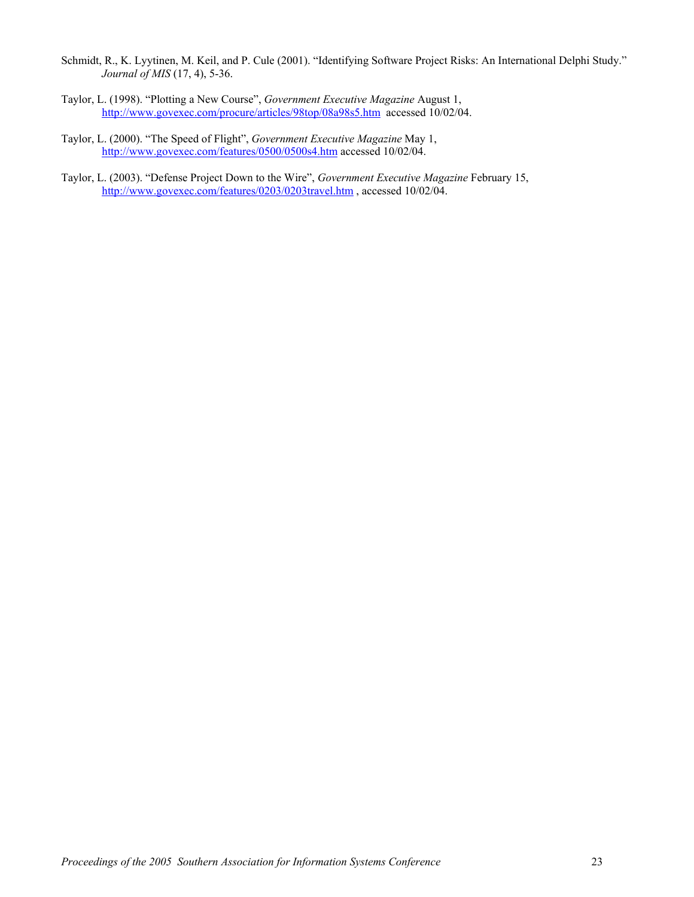Schmidt, R., K. Lyytinen, M. Keil, and P. Cule (2001). "Identifying Software Project Risks: An International Delphi Study." *Journal of MIS* (17, 4), 5-36.

Taylor, L. (1998). "Plotting a New Course", *Government Executive Magazine* August 1, http://www.govexec.com/procure/articles/98top/08a98s5.htm accessed 10/02/04.

Taylor, L. (2000). "The Speed of Flight", *Government Executive Magazine* May 1, http://www.govexec.com/features/0500/0500s4.htm accessed 10/02/04.

Taylor, L. (2003). "Defense Project Down to the Wire", *Government Executive Magazine* February 15, http://www.govexec.com/features/0203/0203travel.htm , accessed 10/02/04.